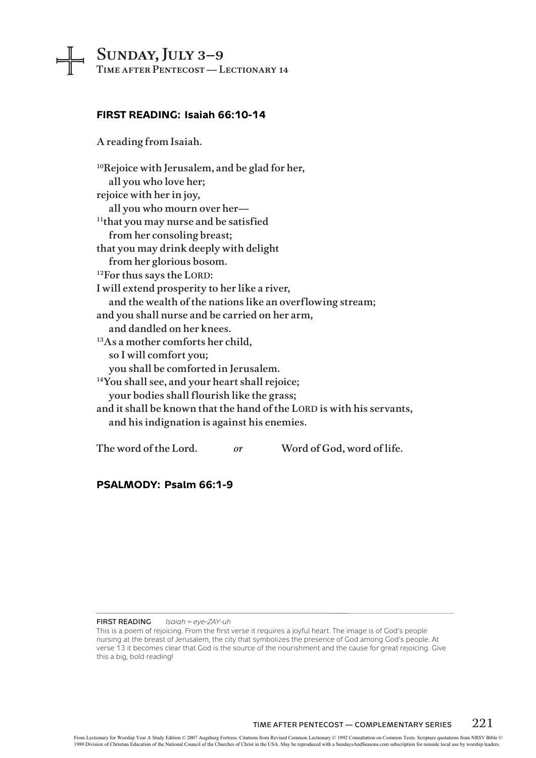# Sunday, July 3–9
## Time after Pentecost — Lectionary 14

### FIRST READING: Isaiah 66:10-14

A reading from Isaiah.

[10]Rejoice with Jerusalem, and be glad for her,
  all you who love her;
rejoice with her in joy,
  all you who mourn over her—
[11]that you may nurse and be satisfied
  from her consoling breast;
that you may drink deeply with delight
  from her glorious bosom.
[12]For thus says the LORD:
I will extend prosperity to her like a river,
  and the wealth of the nations like an overflowing stream;
and you shall nurse and be carried on her arm,
  and dandled on her knees.
[13]As a mother comforts her child,
  so I will comfort you;
  you shall be comforted in Jerusalem.
[14]You shall see, and your heart shall rejoice;
  your bodies shall flourish like the grass;
and it shall be known that the hand of the LORD is with his servants,
  and his indignation is against his enemies.

The word of the Lord.  *or*  Word of God, word of life.

### PSALMODY: Psalm 66:1-9

---

**FIRST READING** *Isaiah = eye-ZAY-uh*

This is a poem of rejoicing. From the first verse it requires a joyful heart. The image is of God's people nursing at the breast of Jerusalem, the city that symbolizes the presence of God among God's people. At verse 13 it becomes clear that God is the source of the nourishment and the cause for great rejoicing. Give this a big, bold reading!

From Lectionary for Worship Year A Study Edition © 2007 Augsburg Fortress. Citations from Revised Common Lectionary © 1992 Consultation on Common Texts. Scripture quotations from NRSV Bible © 1989 Division of Christian Education of the National Council of the Churches of Christ in the USA. May be reproduced with a SundaysAndSeasons.com subscription for nonsale local use by worship leaders.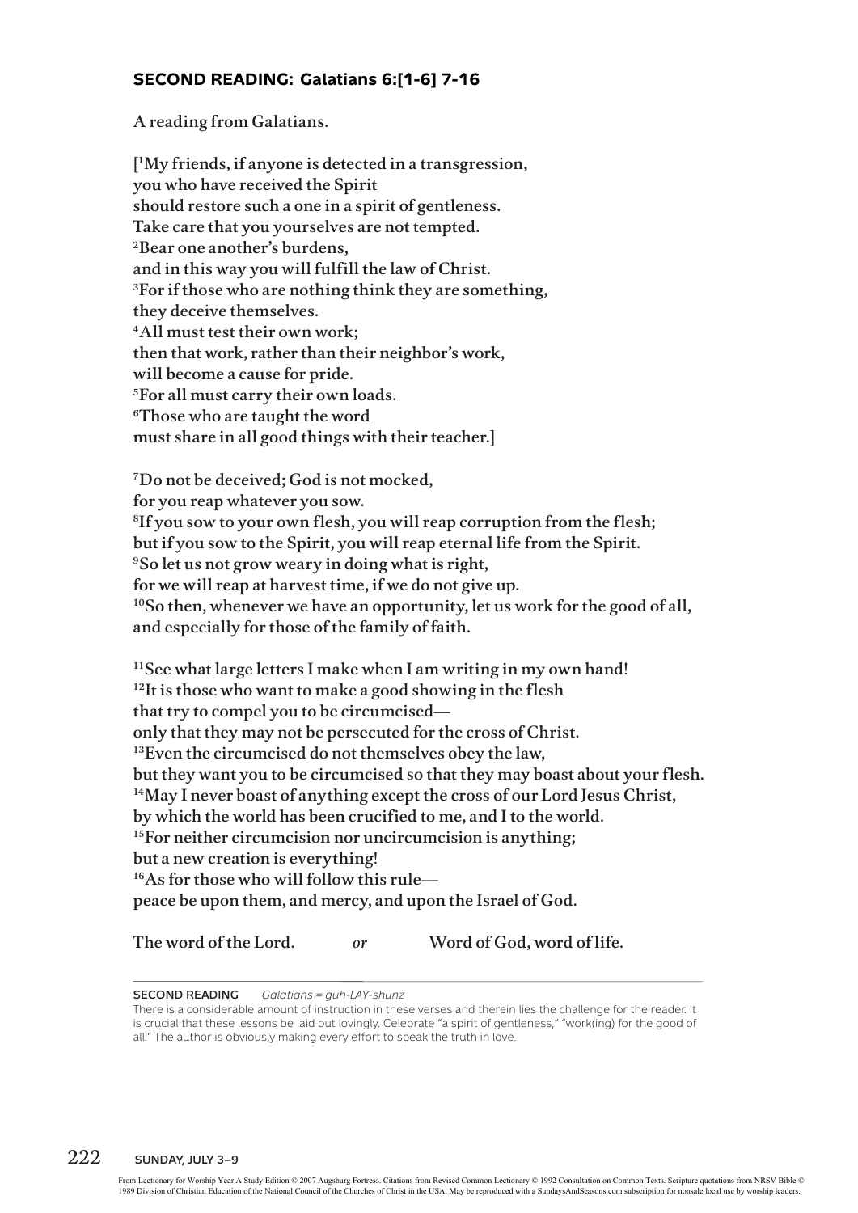## SECOND READING: Galatians 6:[1-6] 7-16

A reading from Galatians.

[[1]My friends, if anyone is detected in a transgression,
you who have received the Spirit
should restore such a one in a spirit of gentleness.
Take care that you yourselves are not tempted.
[2]Bear one another's burdens,
and in this way you will fulfill the law of Christ.
[3]For if those who are nothing think they are something,
they deceive themselves.
[4]All must test their own work;
then that work, rather than their neighbor's work,
will become a cause for pride.
[5]For all must carry their own loads.
[6]Those who are taught the word
must share in all good things with their teacher.]

[7]Do not be deceived; God is not mocked,
for you reap whatever you sow.
[8]If you sow to your own flesh, you will reap corruption from the flesh;
but if you sow to the Spirit, you will reap eternal life from the Spirit.
[9]So let us not grow weary in doing what is right,
for we will reap at harvest time, if we do not give up.
[10]So then, whenever we have an opportunity, let us work for the good of all,
and especially for those of the family of faith.

[11]See what large letters I make when I am writing in my own hand!
[12]It is those who want to make a good showing in the flesh
that try to compel you to be circumcised—
only that they may not be persecuted for the cross of Christ.
[13]Even the circumcised do not themselves obey the law,
but they want you to be circumcised so that they may boast about your flesh.
[14]May I never boast of anything except the cross of our Lord Jesus Christ,
by which the world has been crucified to me, and I to the world.
[15]For neither circumcision nor uncircumcision is anything;
but a new creation is everything!
[16]As for those who will follow this rule—
peace be upon them, and mercy, and upon the Israel of God.

The word of the Lord. *or* Word of God, word of life.

---

**SECOND READING** *Galatians = guh-LAY-shunz*

There is a considerable amount of instruction in these verses and therein lies the challenge for the reader. It is crucial that these lessons be laid out lovingly. Celebrate "a spirit of gentleness," "work(ing) for the good of all." The author is obviously making every effort to speak the truth in love.

SUNDAY, JULY 3–9

From Lectionary for Worship Year A Study Edition © 2007 Augsburg Fortress. Citations from Revised Common Lectionary © 1992 Consultation on Common Texts. Scripture quotations from NRSV Bible © 1989 Division of Christian Education of the National Council of the Churches of Christ in the USA. May be reproduced with a SundaysAndSeasons.com subscription for nonsale local use by worship leaders.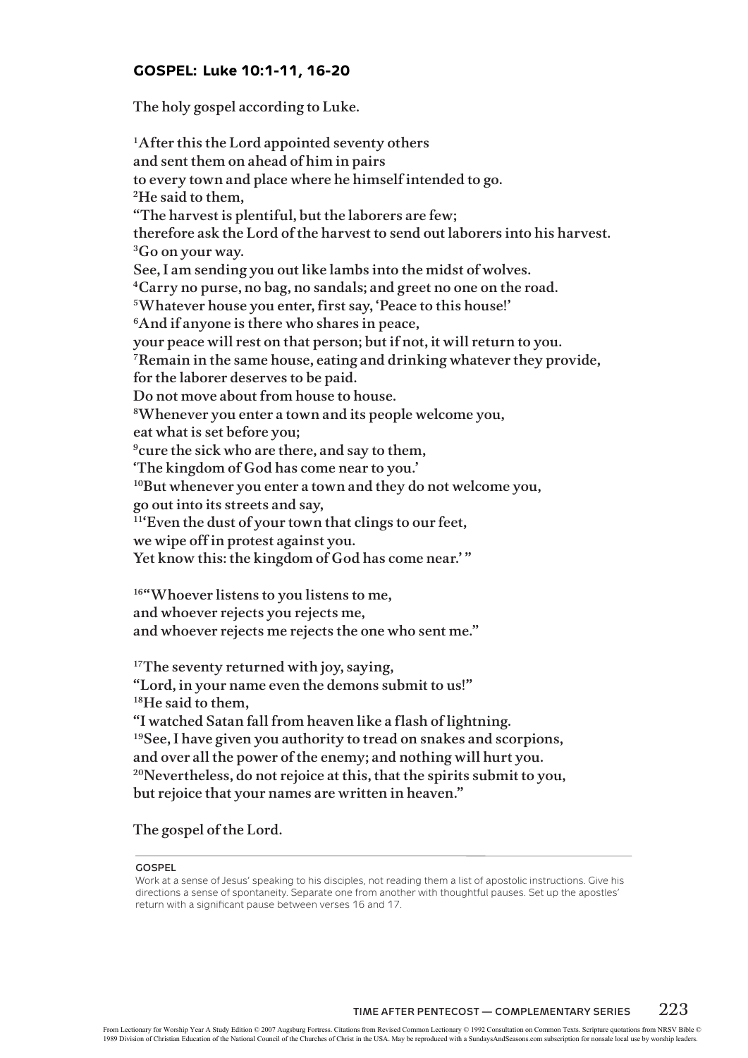### GOSPEL: Luke 10:1-11, 16-20

The holy gospel according to Luke.

[1]After this the Lord appointed seventy others
and sent them on ahead of him in pairs
to every town and place where he himself intended to go.
[2]He said to them,
"The harvest is plentiful, but the laborers are few;
therefore ask the Lord of the harvest to send out laborers into his harvest.
[3]Go on your way.
See, I am sending you out like lambs into the midst of wolves.
[4]Carry no purse, no bag, no sandals; and greet no one on the road.
[5]Whatever house you enter, first say, 'Peace to this house!'
[6]And if anyone is there who shares in peace,
your peace will rest on that person; but if not, it will return to you.
[7]Remain in the same house, eating and drinking whatever they provide,
for the laborer deserves to be paid.
Do not move about from house to house.
[8]Whenever you enter a town and its people welcome you,
eat what is set before you;
[9]cure the sick who are there, and say to them,
'The kingdom of God has come near to you.'
[10]But whenever you enter a town and they do not welcome you,
go out into its streets and say,
[11]'Even the dust of your town that clings to our feet,
we wipe off in protest against you.
Yet know this: the kingdom of God has come near.' "

[16]"Whoever listens to you listens to me,
and whoever rejects you rejects me,
and whoever rejects me rejects the one who sent me."

[17]The seventy returned with joy, saying,
"Lord, in your name even the demons submit to us!"
[18]He said to them,
"I watched Satan fall from heaven like a flash of lightning.
[19]See, I have given you authority to tread on snakes and scorpions,
and over all the power of the enemy; and nothing will hurt you.
[20]Nevertheless, do not rejoice at this, that the spirits submit to you,
but rejoice that your names are written in heaven."

The gospel of the Lord.

---

**GOSPEL**

Work at a sense of Jesus' speaking to his disciples, not reading them a list of apostolic instructions. Give his directions a sense of spontaneity. Separate one from another with thoughtful pauses. Set up the apostles' return with a significant pause between verses 16 and 17.

From Lectionary for Worship Year A Study Edition © 2007 Augsburg Fortress. Citations from Revised Common Lectionary © 1992 Consultation on Common Texts. Scripture quotations from NRSV Bible © 1989 Division of Christian Education of the National Council of the Churches of Christ in the USA. May be reproduced with a SundaysAndSeasons.com subscription for nonsale local use by worship leaders.